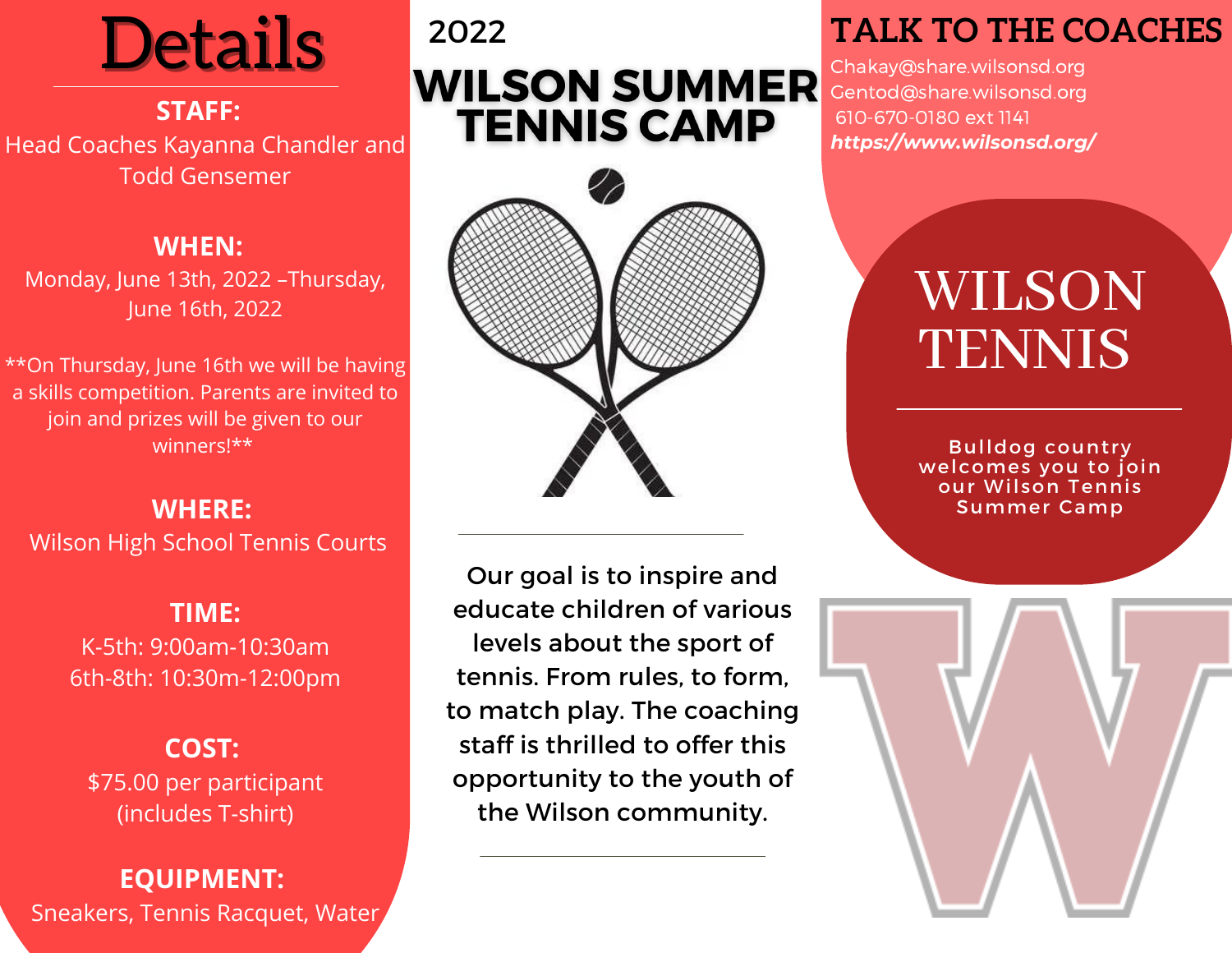# Details

**STAFF:**
Head Coaches Kayanna Chandler and Todd Gensemer

**WHEN:**
Monday, June 13th, 2022 –Thursday, June 16th, 2022

**On Thursday, June 16th we will be having a skills competition. Parents are invited to join and prizes will be given to our winners!**

**WHERE:**
Wilson High School Tennis Courts

**TIME:**
K-5th: 9:00am-10:30am
6th-8th: 10:30m-12:00pm

**COST:**
$75.00 per participant (includes T-shirt)

**EQUIPMENT:**
Sneakers, Tennis Racquet, Water

2022

# WILSON SUMMER TENNIS CAMP

Our goal is to inspire and educate children of various levels about the sport of tennis. From rules, to form, to match play. The coaching staff is thrilled to offer this opportunity to the youth of the Wilson community.

## TALK TO THE COACHES

Chakay@share.wilsonsd.org
Gentod@share.wilsonsd.org
610-670-0180 ext 1141
***https://www.wilsonsd.org/***

## WILSON TENNIS

Bulldog country welcomes you to join our Wilson Tennis Summer Camp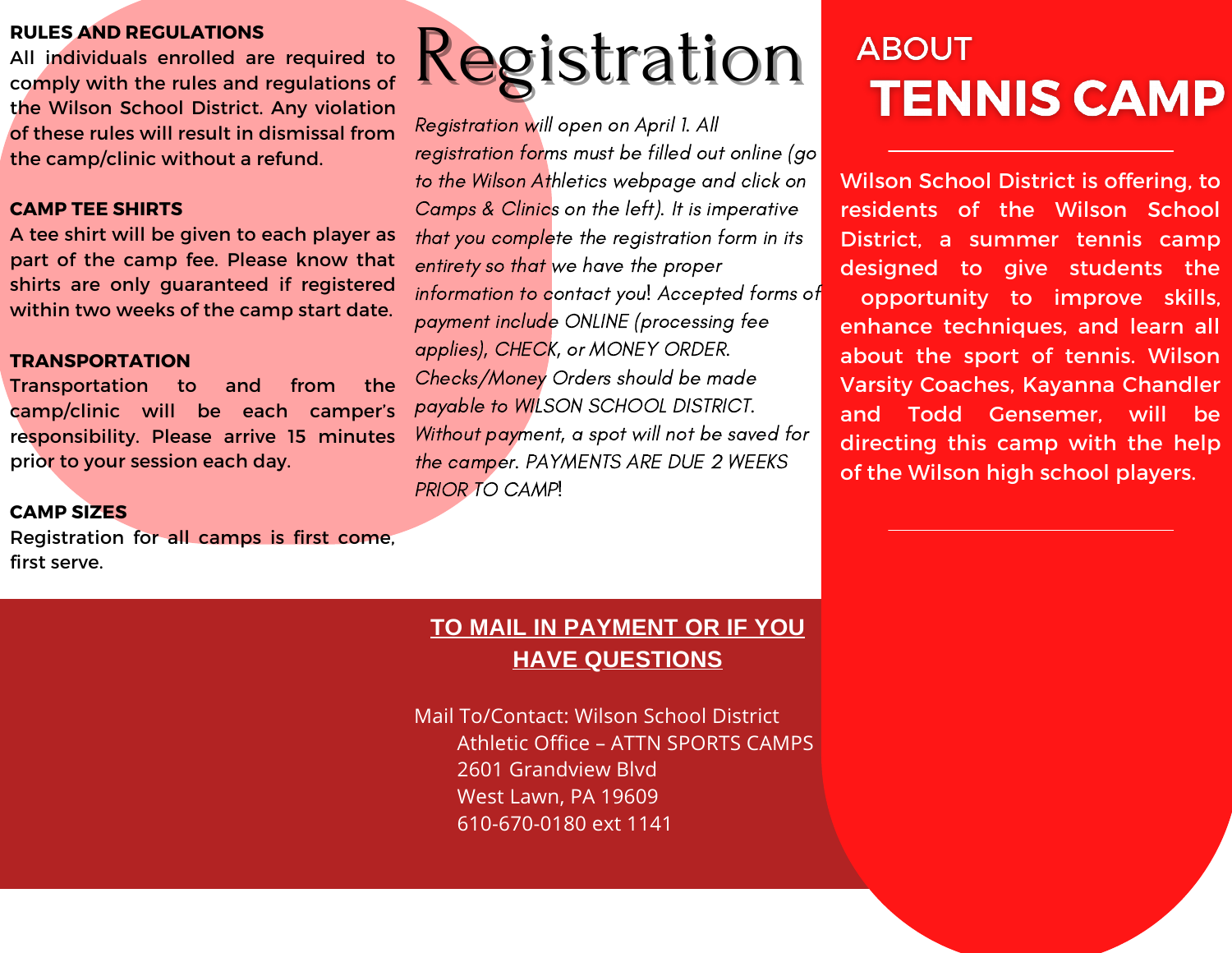## RULES AND REGULATIONS

All individuals enrolled are required to comply with the rules and regulations of the Wilson School District. Any violation of these rules will result in dismissal from the camp/clinic without a refund.

## CAMP TEE SHIRTS

A tee shirt will be given to each player as part of the camp fee. Please know that shirts are only guaranteed if registered within two weeks of the camp start date.

## TRANSPORTATION

Transportation to and from the camp/clinic will be each camper's responsibility. Please arrive 15 minutes prior to your session each day.

## CAMP SIZES

Registration for all camps is first come, first serve.

# Registration

*Registration will open on April 1. All registration forms must be filled out online (go to the Wilson Athletics webpage and click on Camps & Clinics on the left). It is imperative that you complete the registration form in its entirety so that we have the proper information to contact you! Accepted forms of payment include ONLINE (processing fee applies), CHECK, or MONEY ORDER. Checks/Money Orders should be made payable to WILSON SCHOOL DISTRICT. Without payment, a spot will not be saved for the camper. PAYMENTS ARE DUE 2 WEEKS PRIOR TO CAMP!*

## ABOUT TENNIS CAMP

Wilson School District is offering, to residents of the Wilson School District, a summer tennis camp designed to give students the opportunity to improve skills, enhance techniques, and learn all about the sport of tennis. Wilson Varsity Coaches, Kayanna Chandler and Todd Gensemer, will be directing this camp with the help of the Wilson high school players.

## TO MAIL IN PAYMENT OR IF YOU HAVE QUESTIONS

Mail To/Contact: Wilson School District
Athletic Office – ATTN SPORTS CAMPS
2601 Grandview Blvd
West Lawn, PA 19609
610-670-0180 ext 1141